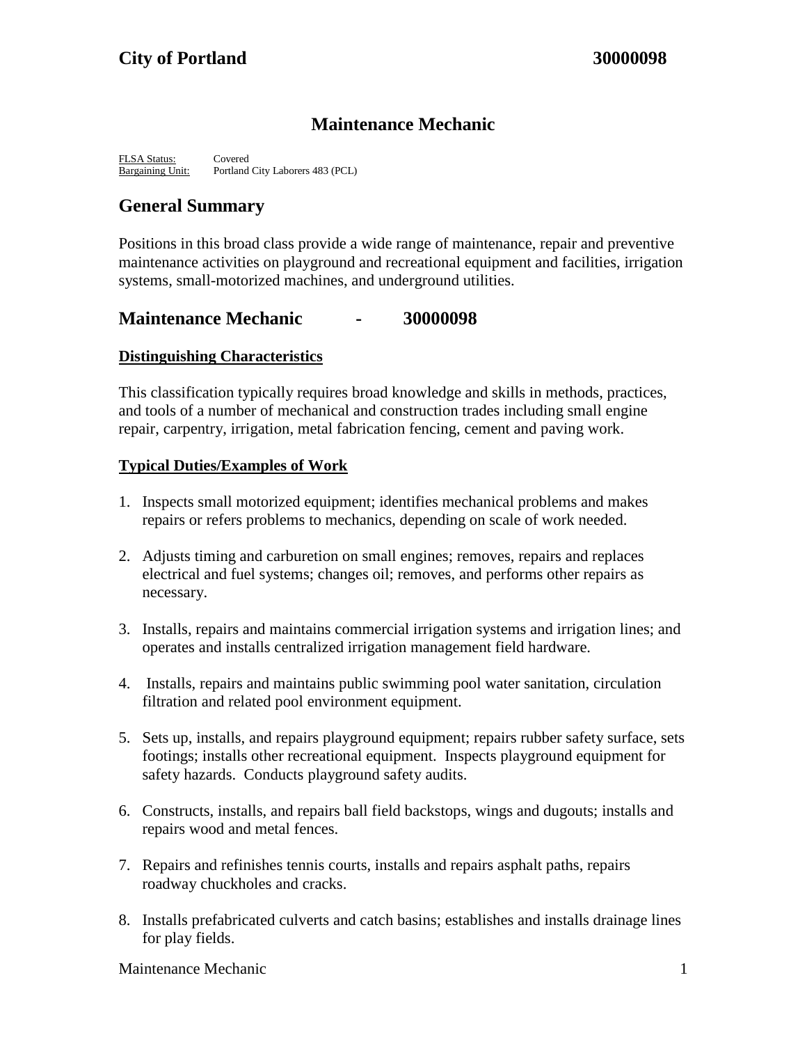# City of Portland 30000098

## Maintenance Mechanic

FLSA Status: Covered
Bargaining Unit: Portland City Laborers 483 (PCL)

## General Summary

Positions in this broad class provide a wide range of maintenance, repair and preventive maintenance activities on playground and recreational equipment and facilities, irrigation systems, small-motorized machines, and underground utilities.

## Maintenance Mechanic - 30000098

### Distinguishing Characteristics

This classification typically requires broad knowledge and skills in methods, practices, and tools of a number of mechanical and construction trades including small engine repair, carpentry, irrigation, metal fabrication fencing, cement and paving work.

### Typical Duties/Examples of Work

1. Inspects small motorized equipment; identifies mechanical problems and makes repairs or refers problems to mechanics, depending on scale of work needed.
2. Adjusts timing and carburetion on small engines; removes, repairs and replaces electrical and fuel systems; changes oil; removes, and performs other repairs as necessary.
3. Installs, repairs and maintains commercial irrigation systems and irrigation lines; and operates and installs centralized irrigation management field hardware.
4. Installs, repairs and maintains public swimming pool water sanitation, circulation filtration and related pool environment equipment.
5. Sets up, installs, and repairs playground equipment; repairs rubber safety surface, sets footings; installs other recreational equipment. Inspects playground equipment for safety hazards. Conducts playground safety audits.
6. Constructs, installs, and repairs ball field backstops, wings and dugouts; installs and repairs wood and metal fences.
7. Repairs and refinishes tennis courts, installs and repairs asphalt paths, repairs roadway chuckholes and cracks.
8. Installs prefabricated culverts and catch basins; establishes and installs drainage lines for play fields.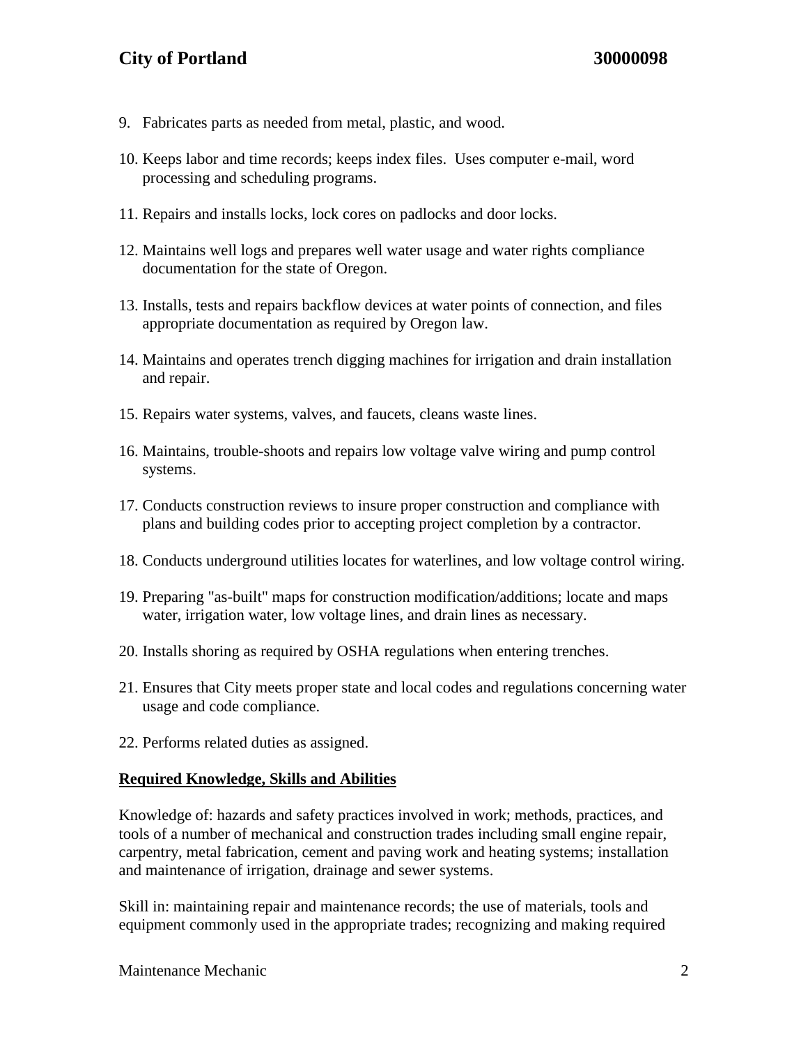9. Fabricates parts as needed from metal, plastic, and wood.

10. Keeps labor and time records; keeps index files. Uses computer e-mail, word processing and scheduling programs.

11. Repairs and installs locks, lock cores on padlocks and door locks.

12. Maintains well logs and prepares well water usage and water rights compliance documentation for the state of Oregon.

13. Installs, tests and repairs backflow devices at water points of connection, and files appropriate documentation as required by Oregon law.

14. Maintains and operates trench digging machines for irrigation and drain installation and repair.

15. Repairs water systems, valves, and faucets, cleans waste lines.

16. Maintains, trouble-shoots and repairs low voltage valve wiring and pump control systems.

17. Conducts construction reviews to insure proper construction and compliance with plans and building codes prior to accepting project completion by a contractor.

18. Conducts underground utilities locates for waterlines, and low voltage control wiring.

19. Preparing "as-built" maps for construction modification/additions; locate and maps water, irrigation water, low voltage lines, and drain lines as necessary.

20. Installs shoring as required by OSHA regulations when entering trenches.

21. Ensures that City meets proper state and local codes and regulations concerning water usage and code compliance.

22. Performs related duties as assigned.

## Required Knowledge, Skills and Abilities

Knowledge of: hazards and safety practices involved in work; methods, practices, and tools of a number of mechanical and construction trades including small engine repair, carpentry, metal fabrication, cement and paving work and heating systems; installation and maintenance of irrigation, drainage and sewer systems.

Skill in: maintaining repair and maintenance records; the use of materials, tools and equipment commonly used in the appropriate trades; recognizing and making required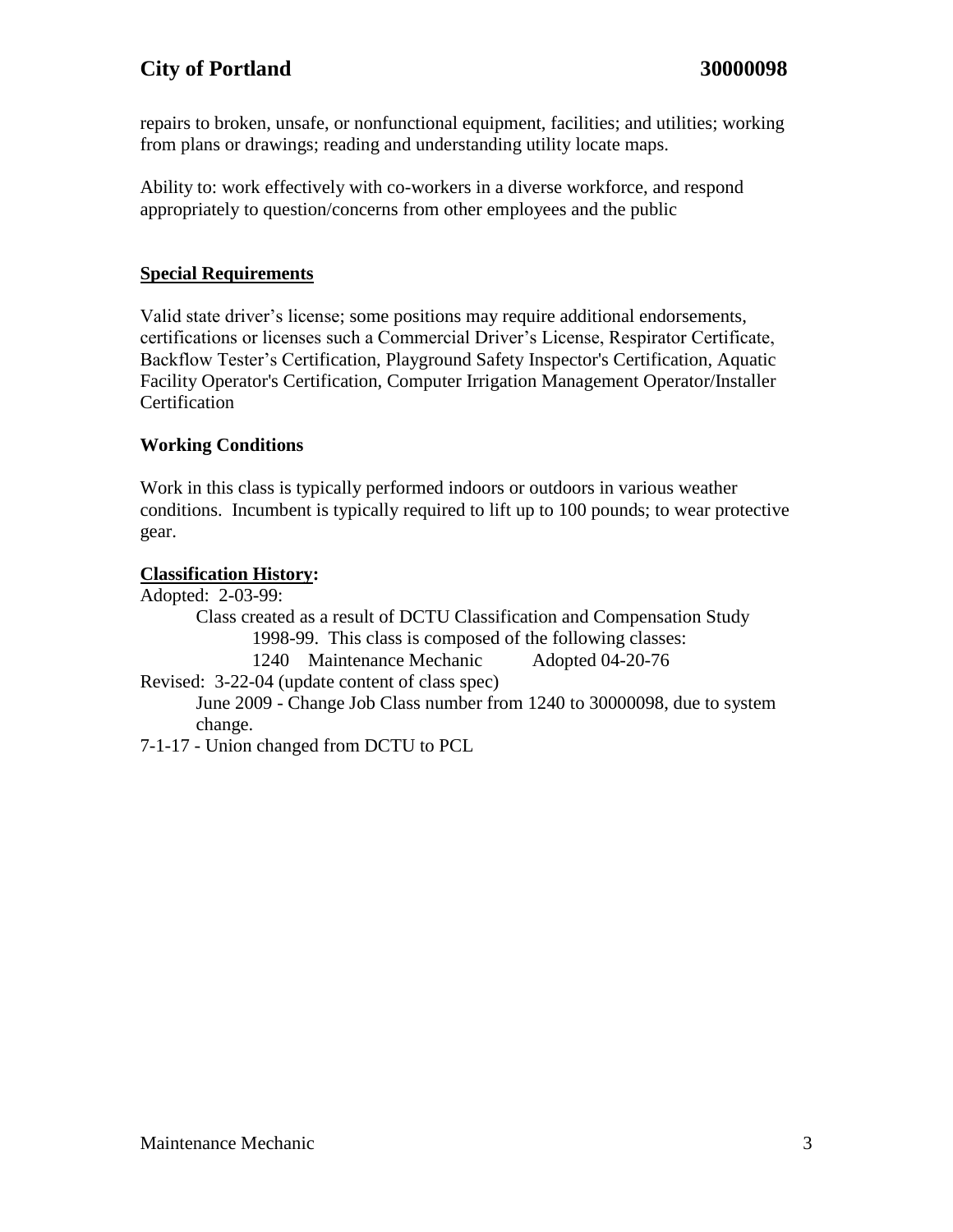repairs to broken, unsafe, or nonfunctional equipment, facilities; and utilities; working from plans or drawings; reading and understanding utility locate maps.

Ability to: work effectively with co-workers in a diverse workforce, and respond appropriately to question/concerns from other employees and the public

## Special Requirements

Valid state driver's license; some positions may require additional endorsements, certifications or licenses such a Commercial Driver's License, Respirator Certificate, Backflow Tester's Certification, Playground Safety Inspector's Certification, Aquatic Facility Operator's Certification, Computer Irrigation Management Operator/Installer Certification

## Working Conditions

Work in this class is typically performed indoors or outdoors in various weather conditions. Incumbent is typically required to lift up to 100 pounds; to wear protective gear.

## Classification History:

Adopted: 2-03-99:

Class created as a result of DCTU Classification and Compensation Study 1998-99. This class is composed of the following classes:

1240 Maintenance Mechanic Adopted 04-20-76

Revised: 3-22-04 (update content of class spec)

June 2009 - Change Job Class number from 1240 to 30000098, due to system change.

7-1-17 - Union changed from DCTU to PCL